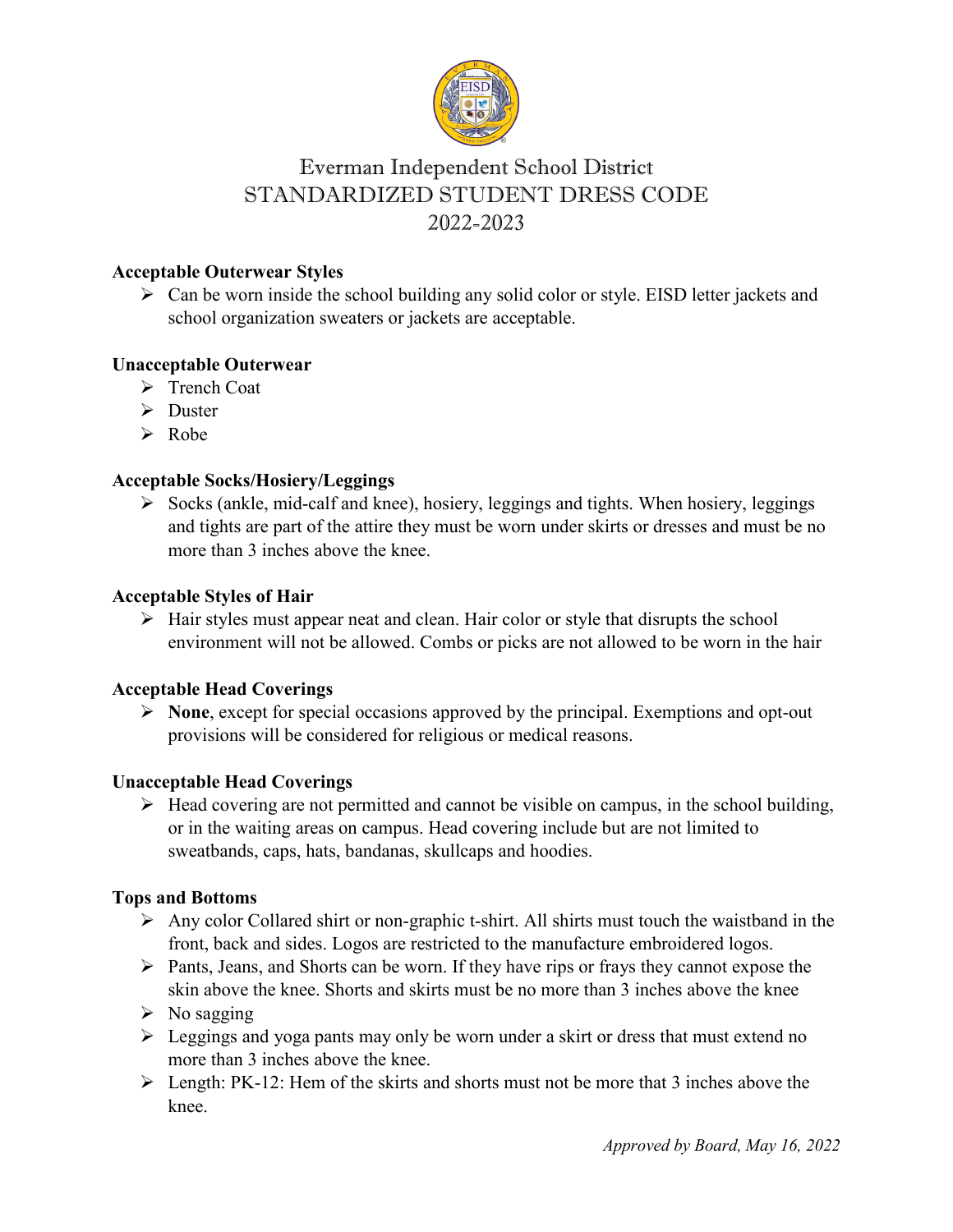# Everman Independent School District
# STANDARDIZED STUDENT DRESS CODE
# 2022-2023

**Acceptable Outerwear Styles**

- Can be worn inside the school building any solid color or style. EISD letter jackets and school organization sweaters or jackets are acceptable.

**Unacceptable Outerwear**

- Trench Coat
- Duster
- Robe

**Acceptable Socks/Hosiery/Leggings**

- Socks (ankle, mid-calf and knee), hosiery, leggings and tights. When hosiery, leggings and tights are part of the attire they must be worn under skirts or dresses and must be no more than 3 inches above the knee.

**Acceptable Styles of Hair**

- Hair styles must appear neat and clean. Hair color or style that disrupts the school environment will not be allowed. Combs or picks are not allowed to be worn in the hair

**Acceptable Head Coverings**

- **None**, except for special occasions approved by the principal. Exemptions and opt-out provisions will be considered for religious or medical reasons.

**Unacceptable Head Coverings**

- Head covering are not permitted and cannot be visible on campus, in the school building, or in the waiting areas on campus. Head covering include but are not limited to sweatbands, caps, hats, bandanas, skullcaps and hoodies.

**Tops and Bottoms**

- Any color Collared shirt or non-graphic t-shirt. All shirts must touch the waistband in the front, back and sides. Logos are restricted to the manufacture embroidered logos.
- Pants, Jeans, and Shorts can be worn. If they have rips or frays they cannot expose the skin above the knee. Shorts and skirts must be no more than 3 inches above the knee
- No sagging
- Leggings and yoga pants may only be worn under a skirt or dress that must extend no more than 3 inches above the knee.
- Length: PK-12: Hem of the skirts and shorts must not be more that 3 inches above the knee.

*Approved by Board, May 16, 2022*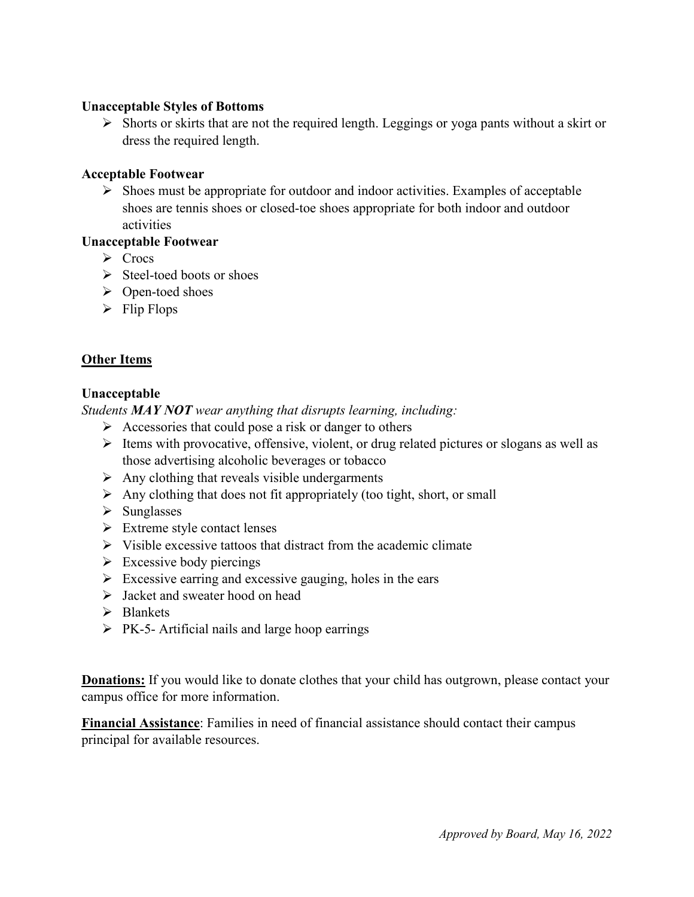**Unacceptable Styles of Bottoms**

- Shorts or skirts that are not the required length. Leggings or yoga pants without a skirt or dress the required length.

**Acceptable Footwear**

- Shoes must be appropriate for outdoor and indoor activities. Examples of acceptable shoes are tennis shoes or closed-toe shoes appropriate for both indoor and outdoor activities

**Unacceptable Footwear**

- Crocs
- Steel-toed boots or shoes
- Open-toed shoes
- Flip Flops

## Other Items

**Unacceptable**

*Students **MAY NOT** wear anything that disrupts learning, including:*

- Accessories that could pose a risk or danger to others
- Items with provocative, offensive, violent, or drug related pictures or slogans as well as those advertising alcoholic beverages or tobacco
- Any clothing that reveals visible undergarments
- Any clothing that does not fit appropriately (too tight, short, or small
- Sunglasses
- Extreme style contact lenses
- Visible excessive tattoos that distract from the academic climate
- Excessive body piercings
- Excessive earring and excessive gauging, holes in the ears
- Jacket and sweater hood on head
- Blankets
- PK-5- Artificial nails and large hoop earrings

**Donations:** If you would like to donate clothes that your child has outgrown, please contact your campus office for more information.

**Financial Assistance**: Families in need of financial assistance should contact their campus principal for available resources.

*Approved by Board, May 16, 2022*